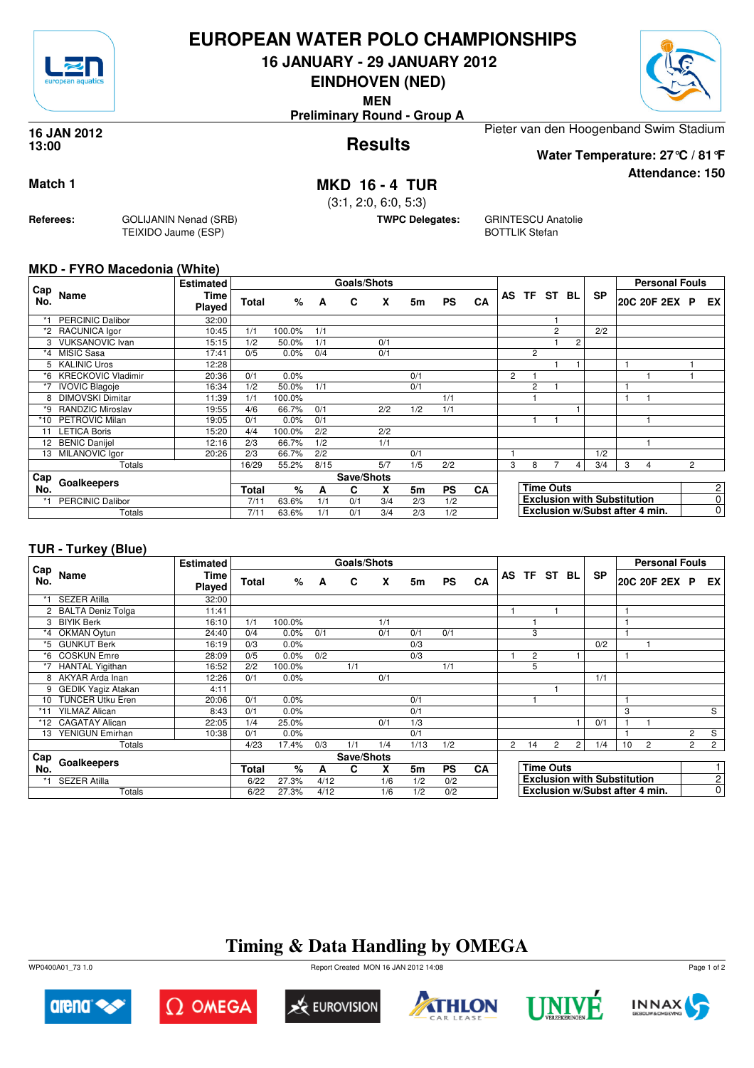# EUROPEAN WATER POLO CHAMPIONSHIPS

## 16 JANUARY - 29 JANUARY 2012

## EINDHOVEN (NED)

**MEN**

**Preliminary Round - Group A**

**16 JAN 2012**
**13:00**

## Results

Pieter van den Hoogenband Swim Stadium

**Water Temperature: 27°C / 81°F**

**Attendance: 150**

**Match 1**

## MKD 16 - 4 TUR

(3:1, 2:0, 6:0, 5:3)

**Referees:** GOLIJANIN Nenad (SRB), TEIXIDO Jaume (ESP)

**TWPC Delegates:** GRINTESCU Anatolie, BOTTLIK Stefan

### MKD - FYRO Macedonia (White)

| Cap No. | Name | Estimated Time Played | Goals/Shots Total | % | A | C | X | 5m | PS | CA | AS | TF | ST | BL | SP | 20C | 20F | 2EX | P | EX |
|---|---|---|---|---|---|---|---|---|---|---|---|---|---|---|---|---|---|---|---|---|
| *1 | PERCINIC Dalibor | 32:00 | | | | | | | | | | | 1 | | | | | | | |
| *2 | RACUNICA Igor | 10:45 | 1/1 | 100.0% | 1/1 | | | | | | | | 2 | | 2/2 | | | | | |
| 3 | VUKSANOVIC Ivan | 15:15 | 1/2 | 50.0% | 1/1 | | 0/1 | | | | | | 1 | 2 | | | | | | |
| *4 | MISIC Sasa | 17:41 | 0/5 | 0.0% | 0/4 | | 0/1 | | | | | 2 | | | | | | | | |
| 5 | KALINIC Uros | 12:28 | | | | | | | | | | | 1 | 1 | | 1 | | | 1 | |
| *6 | KRECKOVIC Vladimir | 20:36 | 0/1 | 0.0% | | | | 0/1 | | | 2 | 1 | | | | | 1 | | 1 | |
| *7 | IVOVIC Blagoje | 16:34 | 1/2 | 50.0% | 1/1 | | | 0/1 | | | | 2 | 1 | | | 1 | | | | |
| 8 | DIMOVSKI Dimitar | 11:39 | 1/1 | 100.0% | | | | | 1/1 | | | 1 | | | | 1 | 1 | | | |
| *9 | RANDZIC Miroslav | 19:55 | 4/6 | 66.7% | 0/1 | | 2/2 | 1/2 | 1/1 | | | | | 1 | | | | | | |
| *10 | PETROVIC Milan | 19:05 | 0/1 | 0.0% | 0/1 | | | | | | | 1 | 1 | | | | 1 | | | |
| 11 | LETICA Boris | 15:20 | 4/4 | 100.0% | 2/2 | | 2/2 | | | | | | | | | | | | | |
| 12 | BENIC Danijel | 12:16 | 2/3 | 66.7% | 1/2 | | 1/1 | | | | | | | | | | 1 | | | |
| 13 | MILANOVIC Igor | 20:26 | 2/3 | 66.7% | 2/2 | | | 0/1 | | | 1 | | | | 1/2 | | | | | |
| | Totals | | 16/29 | 55.2% | 8/15 | | 5/7 | 1/5 | 2/2 | | 3 | 8 | 7 | 4 | 3/4 | 3 | 4 | | 2 | |

| Cap No. | Goalkeepers | Save/Shots Total | % | A | C | X | 5m | PS | CA |
|---|---|---|---|---|---|---|---|---|---|
| *1 | PERCINIC Dalibor | 7/11 | 63.6% | 1/1 | 0/1 | 3/4 | 2/3 | 1/2 | |
| | Totals | 7/11 | 63.6% | 1/1 | 0/1 | 3/4 | 2/3 | 1/2 | |

| | |
|---|---|
| Time Outs | 2 |
| Exclusion with Substitution | 0 |
| Exclusion w/Subst after 4 min. | 0 |

### TUR - Turkey (Blue)

| Cap No. | Name | Estimated Time Played | Goals/Shots Total | % | A | C | X | 5m | PS | CA | AS | TF | ST | BL | SP | 20C | 20F | 2EX | P | EX |
|---|---|---|---|---|---|---|---|---|---|---|---|---|---|---|---|---|---|---|---|---|
| *1 | SEZER Atilla | 32:00 | | | | | | | | | | | | | | | | | | |
| 2 | BALTA Deniz Tolga | 11:41 | | | | | | | | | 1 | | 1 | | | 1 | | | | |
| 3 | BIYIK Berk | 16:10 | 1/1 | 100.0% | | | 1/1 | | | | | 1 | | | | 1 | | | | |
| *4 | OKMAN Oytun | 24:40 | 0/4 | 0.0% | 0/1 | | 0/1 | 0/1 | 0/1 | | | 3 | | | | 1 | | | | |
| *5 | GUNKUT Berk | 16:19 | 0/3 | 0.0% | | | | 0/3 | | | | | | | 0/2 | | 1 | | | |
| *6 | COSKUN Emre | 28:09 | 0/5 | 0.0% | 0/2 | | | 0/3 | | | 1 | 2 | | 1 | | 1 | | | | |
| *7 | HANTAL Yigithan | 16:52 | 2/2 | 100.0% | | 1/1 | | | 1/1 | | | 5 | | | | | | | | |
| 8 | AKYAR Arda Inan | 12:26 | 0/1 | 0.0% | | | 0/1 | | | | | | | | 1/1 | | | | | |
| 9 | GEDIK Yagiz Atakan | 4:11 | | | | | | | | | | | 1 | | | | | | | |
| 10 | TUNCER Utku Eren | 20:06 | 0/1 | 0.0% | | | | 0/1 | | | | 1 | | | | 1 | | | | |
| *11 | YILMAZ Alican | 8:43 | 0/1 | 0.0% | | | | 0/1 | | | | | | | | 3 | | | | S |
| *12 | CAGATAY Alican | 22:05 | 1/4 | 25.0% | | | 0/1 | 1/3 | | | | | | 1 | 0/1 | 1 | 1 | | | |
| 13 | YENIGUN Emirhan | 10:38 | 0/1 | 0.0% | | | | 0/1 | | | | | | | | 1 | | | 2 | S |
| | Totals | | 4/23 | 17.4% | 0/3 | 1/1 | 1/4 | 1/13 | 1/2 | | 2 | 14 | 2 | 2 | 1/4 | 10 | 2 | | 2 | 2 |

| Cap No. | Goalkeepers | Save/Shots Total | % | A | C | X | 5m | PS | CA |
|---|---|---|---|---|---|---|---|---|---|
| *1 | SEZER Atilla | 6/22 | 27.3% | 4/12 | | 1/6 | 1/2 | 0/2 | |
| | Totals | 6/22 | 27.3% | 4/12 | | 1/6 | 1/2 | 0/2 | |

| | |
|---|---|
| Time Outs | 1 |
| Exclusion with Substitution | 2 |
| Exclusion w/Subst after 4 min. | 0 |

## Timing & Data Handling by OMEGA

WP0400A01_73 1.0 Report Created MON 16 JAN 2012 14:08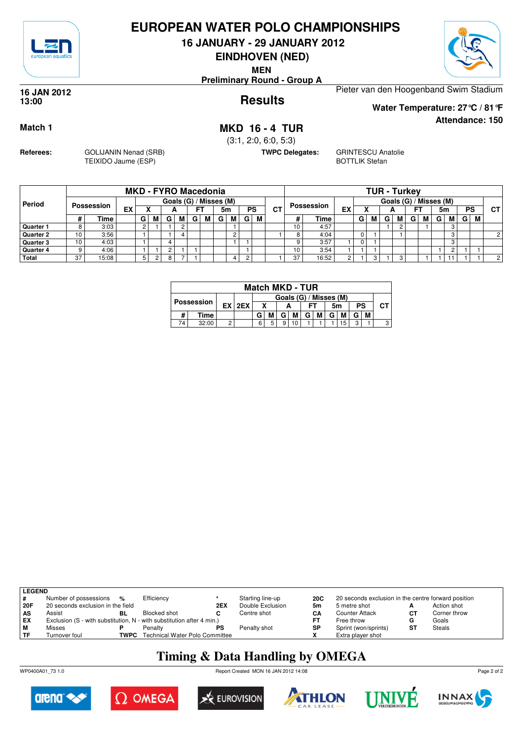# EUROPEAN WATER POLO CHAMPIONSHIPS

## 16 JANUARY - 29 JANUARY 2012

## EINDHOVEN (NED)

**MEN**

**Preliminary Round - Group A**

**16 JAN 2012**
**13:00**

## Results

Pieter van den Hoogenband Swim Stadium

**Water Temperature: 27°C / 81°F**

**Attendance: 150**

**Match 1**

## MKD 16 - 4 TUR

(3:1, 2:0, 6:0, 5:3)

**Referees:** GOLIJANIN Nenad (SRB), TEIXIDO Jaume (ESP)

**TWPC Delegates:** GRINTESCU Anatolie, BOTTLIK Stefan

| Period | MKD - FYRO Macedonia | | | | | | | | | | | | | | TUR - Turkey | | | | | | | | | | | | | |
|---|---|---|---|---|---|---|---|---|---|---|---|---|---|---|---|---|---|---|---|---|---|---|---|---|---|---|---|---|
| | Possession | | EX | Goals (G) / Misses (M) | | | | | | | | | | CT | Possession | | EX | Goals (G) / Misses (M) | | | | | | | | | | CT |
| | | | | X | | A | | FT | | 5m | | PS | | | | | | X | | A | | FT | | 5m | | PS | | |
| | # | Time | | G | M | G | M | G | M | G | M | G | M | | # | Time | | G | M | G | M | G | M | G | M | G | M | |
| Quarter 1 | 8 | 3:03 | | 2 | 1 | 1 | 2 | | | | 1 | | | | 10 | 4:57 | | | | 1 | 2 | | 1 | | 3 | | | |
| Quarter 2 | 10 | 3:56 | | 1 | | 1 | 4 | | | | 2 | | | 1 | 8 | 4:04 | | 0 | 1 | | 1 | | | | 3 | | | 2 |
| Quarter 3 | 10 | 4:03 | | 1 | | | 4 | | | | 1 | 1 | | | 9 | 3:57 | 1 | 0 | 1 | | | | | | 3 | | | |
| Quarter 4 | 9 | 4:06 | | 1 | 1 | 2 | 1 | 1 | | | | 1 | | | 10 | 3:54 | 1 | 1 | 1 | | | | | 1 | 2 | 1 | 1 | |
| Total | 37 | 15:08 | | 5 | 2 | 8 | 7 | 1 | | | 4 | 2 | | 1 | 37 | 16:52 | 2 | 1 | 3 | 1 | 3 | | 1 | 1 | 11 | 1 | 1 | 2 |

| Match MKD - TUR | | | | | | | | | | | | | | |
|---|---|---|---|---|---|---|---|---|---|---|---|---|---|---|
| Possession | | EX | 2EX | Goals (G) / Misses (M) | | | | | | | | | | CT |
| | | | | X | | A | | FT | | 5m | | PS | | |
| # | Time | | | G | M | G | M | G | M | G | M | G | M | |
| 74 | 32:00 | 2 | | 6 | 5 | 9 | 10 | 1 | 1 | 1 | 15 | 3 | 1 | 3 |

| LEGEND | | | | | | | |
|---|---|---|---|---|---|---|---|
| # | Number of possessions | % | Efficiency | * | Starting line-up | 20C | 20 seconds exclusion in the centre forward position |
| 20F | 20 seconds exclusion in the field | | | 2EX | Double Exclusion | 5m | 5 metre shot |
| AS | Assist | BL | Blocked shot | C | Centre shot | CA | Counter Attack |
| EX | Exclusion (S - with substitution, N - with substitution after 4 min.) | | | | | FT | Free throw |
| M | Misses | P | Penalty | PS | Penalty shot | SP | Sprint (won/sprints) |
| TF | Turnover foul | TWPC | Technical Water Polo Committee | | | X | Extra player shot |
| A | Action shot | CT | Corner throw | G | Goals | ST | Steals |

## Timing & Data Handling by OMEGA

WP0400A01_73 1.0 Report Created MON 16 JAN 2012 14:08